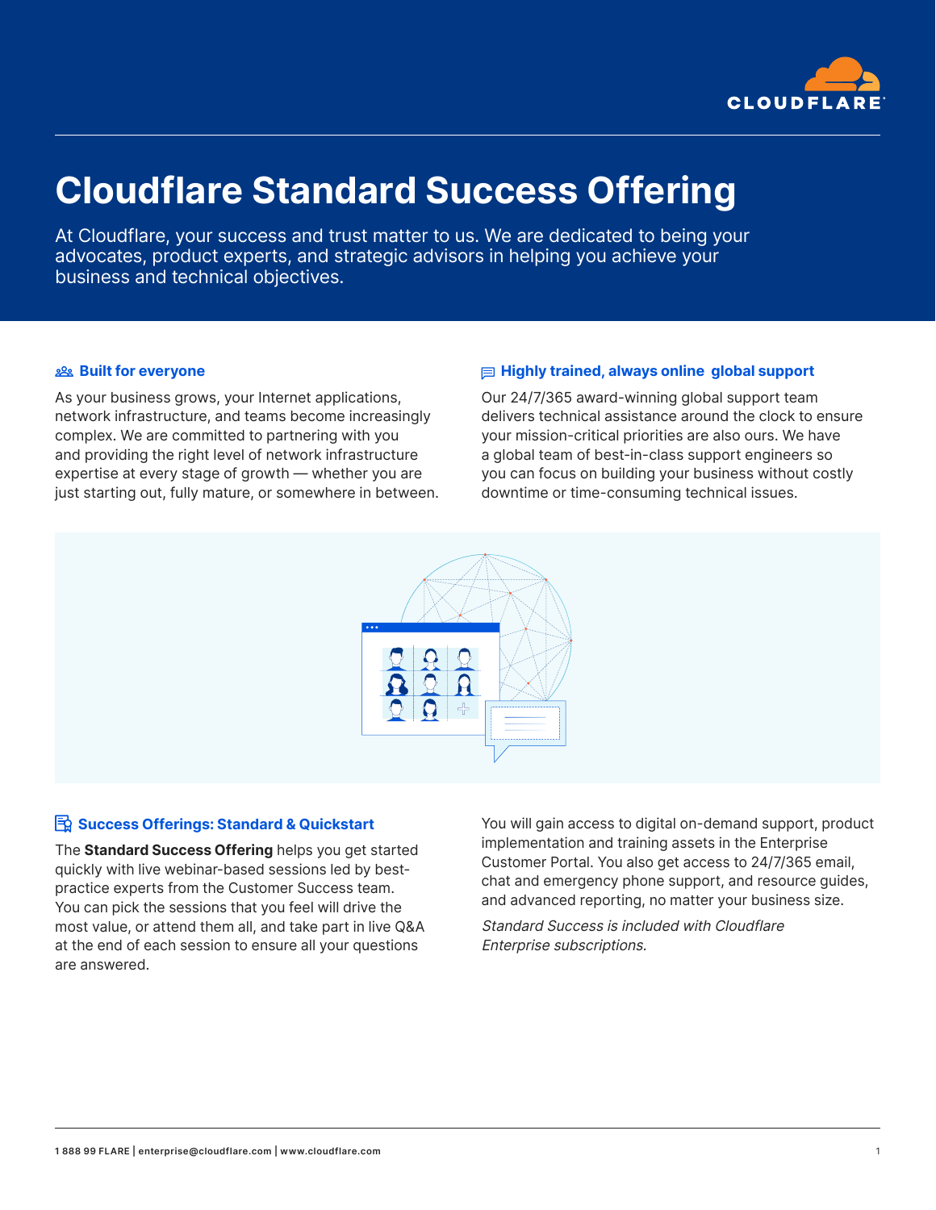# Cloudflare Standard Success Offering

At Cloudflare, your success and trust matter to us. We are dedicated to being your advocates, product experts, and strategic advisors in helping you achieve your business and technical objectives.

### Built for everyone

As your business grows, your Internet applications, network infrastructure, and teams become increasingly complex. We are committed to partnering with you and providing the right level of network infrastructure expertise at every stage of growth — whether you are just starting out, fully mature, or somewhere in between.

### Highly trained, always online global support

Our 24/7/365 award-winning global support team delivers technical assistance around the clock to ensure your mission-critical priorities are also ours. We have a global team of best-in-class support engineers so you can focus on building your business without costly downtime or time-consuming technical issues.

### Success Offerings: Standard & Quickstart

The **Standard Success Offering** helps you get started quickly with live webinar-based sessions led by best-practice experts from the Customer Success team. You can pick the sessions that you feel will drive the most value, or attend them all, and take part in live Q&A at the end of each session to ensure all your questions are answered.

You will gain access to digital on-demand support, product implementation and training assets in the Enterprise Customer Portal. You also get access to 24/7/365 email, chat and emergency phone support, and resource guides, and advanced reporting, no matter your business size.

*Standard Success is included with Cloudflare Enterprise subscriptions.*

1 888 99 FLARE | enterprise@cloudflare.com | www.cloudflare.com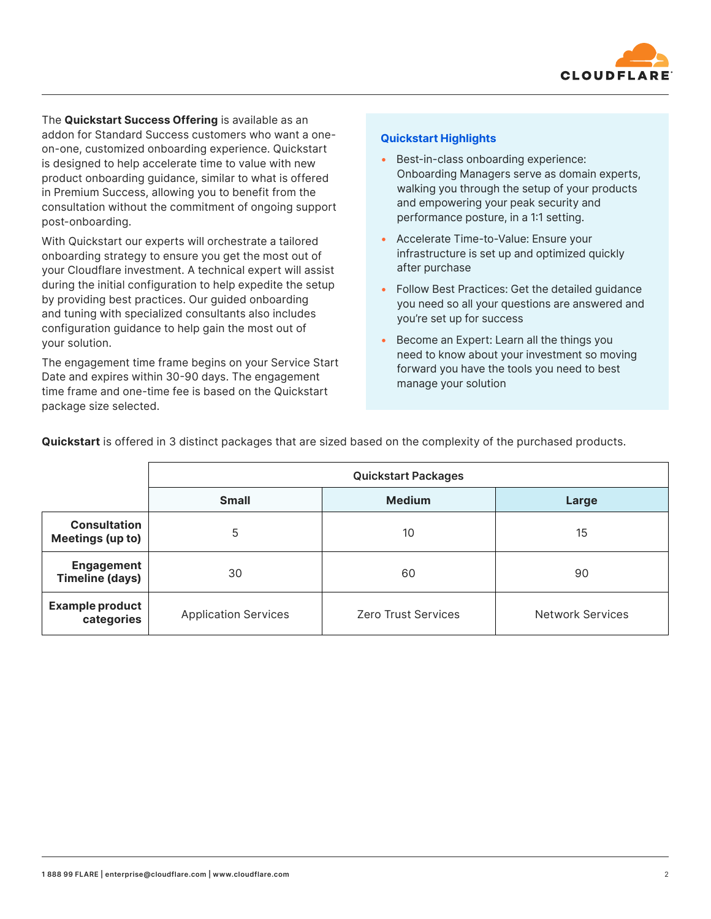The **Quickstart Success Offering** is available as an addon for Standard Success customers who want a one-on-one, customized onboarding experience. Quickstart is designed to help accelerate time to value with new product onboarding guidance, similar to what is offered in Premium Success, allowing you to benefit from the consultation without the commitment of ongoing support post-onboarding.

With Quickstart our experts will orchestrate a tailored onboarding strategy to ensure you get the most out of your Cloudflare investment. A technical expert will assist during the initial configuration to help expedite the setup by providing best practices. Our guided onboarding and tuning with specialized consultants also includes configuration guidance to help gain the most out of your solution.

The engagement time frame begins on your Service Start Date and expires within 30-90 days. The engagement time frame and one-time fee is based on the Quickstart package size selected.

### Quickstart Highlights

- Best-in-class onboarding experience: Onboarding Managers serve as domain experts, walking you through the setup of your products and empowering your peak security and performance posture, in a 1:1 setting.
- Accelerate Time-to-Value: Ensure your infrastructure is set up and optimized quickly after purchase
- Follow Best Practices: Get the detailed guidance you need so all your questions are answered and you're set up for success
- Become an Expert: Learn all the things you need to know about your investment so moving forward you have the tools you need to best manage your solution

**Quickstart** is offered in 3 distinct packages that are sized based on the complexity of the purchased products.

| | Quickstart Packages | | |
|---|---|---|---|
| | **Small** | **Medium** | **Large** |
| **Consultation Meetings (up to)** | 5 | 10 | 15 |
| **Engagement Timeline (days)** | 30 | 60 | 90 |
| **Example product categories** | Application Services | Zero Trust Services | Network Services |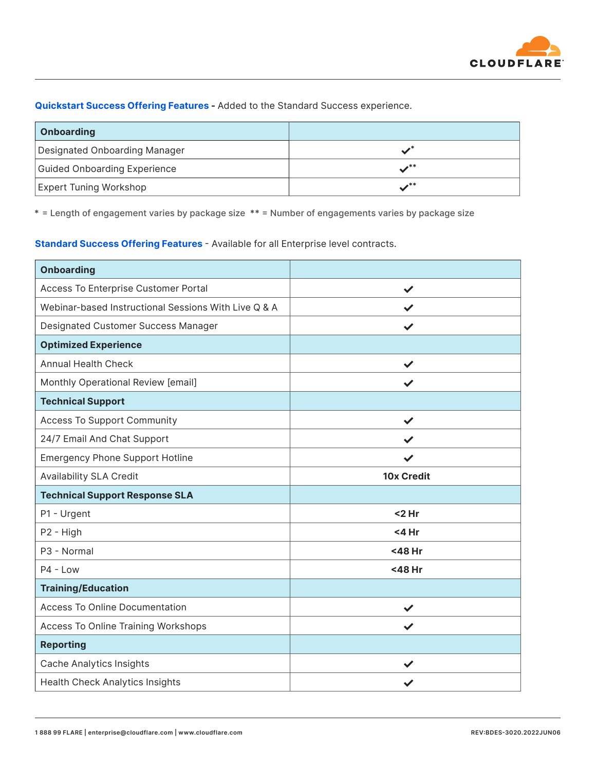**Quickstart Success Offering Features** - Added to the Standard Success experience.

| Onboarding | |
| --- | --- |
| Designated Onboarding Manager | ✔* |
| Guided Onboarding Experience | ✔** |
| Expert Tuning Workshop | ✔** |

* = Length of engagement varies by package size ** = Number of engagements varies by package size

**Standard Success Offering Features** - Available for all Enterprise level contracts.

| Onboarding | |
| --- | --- |
| Access To Enterprise Customer Portal | ✔ |
| Webinar-based Instructional Sessions With Live Q & A | ✔ |
| Designated Customer Success Manager | ✔ |
| **Optimized Experience** | |
| Annual Health Check | ✔ |
| Monthly Operational Review [email] | ✔ |
| **Technical Support** | |
| Access To Support Community | ✔ |
| 24/7 Email And Chat Support | ✔ |
| Emergency Phone Support Hotline | ✔ |
| Availability SLA Credit | **10x Credit** |
| **Technical Support Response SLA** | |
| P1 - Urgent | **<2 Hr** |
| P2 - High | **<4 Hr** |
| P3 - Normal | **<48 Hr** |
| P4 - Low | **<48 Hr** |
| **Training/Education** | |
| Access To Online Documentation | ✔ |
| Access To Online Training Workshops | ✔ |
| **Reporting** | |
| Cache Analytics Insights | ✔ |
| Health Check Analytics Insights | ✔ |

1 888 99 FLARE | enterprise@cloudflare.com | www.cloudflare.com

REV:BDES-3020.2022JUN06